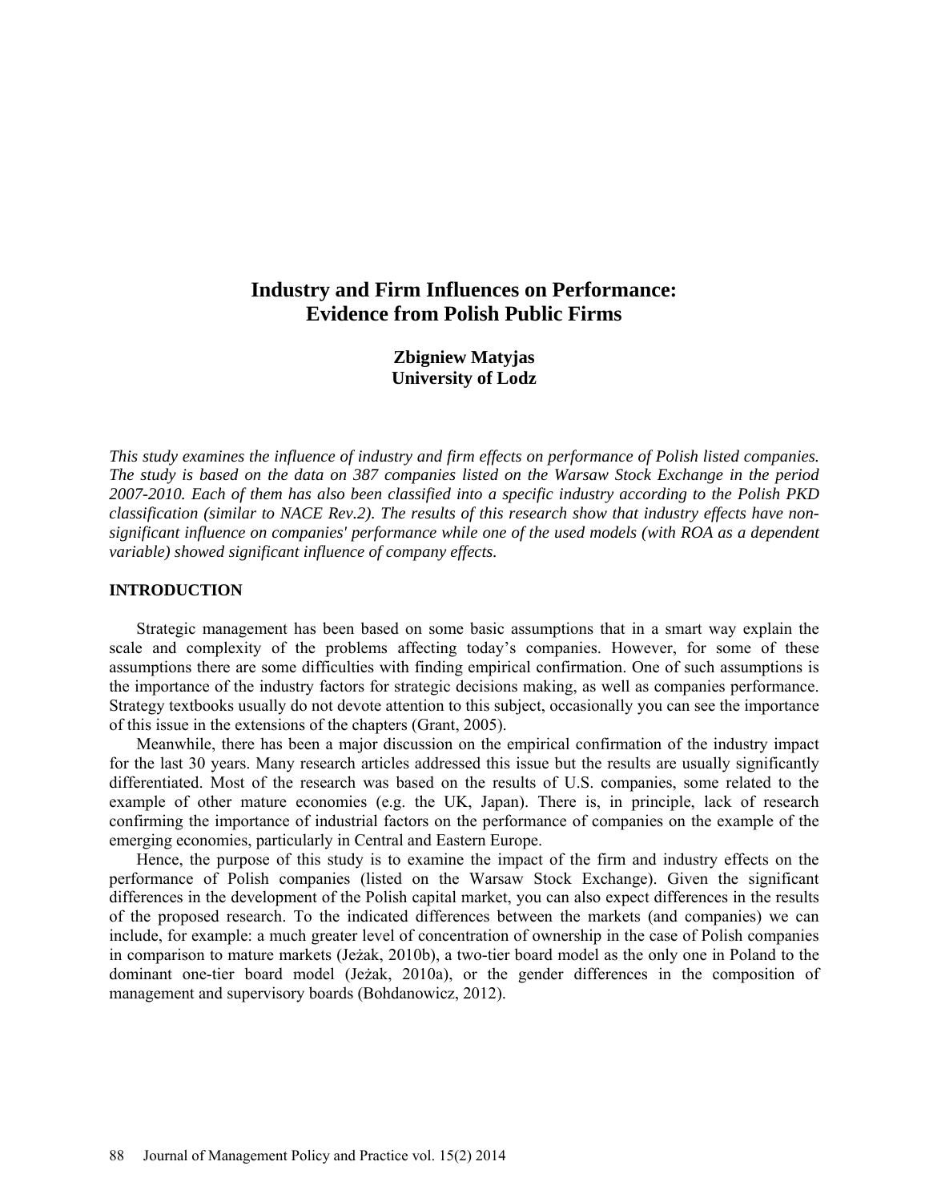# Industry and Firm Influences on Performance: Evidence from Polish Public Firms

**Zbigniew Matyjas**
**University of Lodz**

*This study examines the influence of industry and firm effects on performance of Polish listed companies. The study is based on the data on 387 companies listed on the Warsaw Stock Exchange in the period 2007-2010. Each of them has also been classified into a specific industry according to the Polish PKD classification (similar to NACE Rev.2). The results of this research show that industry effects have non-significant influence on companies' performance while one of the used models (with ROA as a dependent variable) showed significant influence of company effects.*

## INTRODUCTION

Strategic management has been based on some basic assumptions that in a smart way explain the scale and complexity of the problems affecting today's companies. However, for some of these assumptions there are some difficulties with finding empirical confirmation. One of such assumptions is the importance of the industry factors for strategic decisions making, as well as companies performance. Strategy textbooks usually do not devote attention to this subject, occasionally you can see the importance of this issue in the extensions of the chapters (Grant, 2005).

Meanwhile, there has been a major discussion on the empirical confirmation of the industry impact for the last 30 years. Many research articles addressed this issue but the results are usually significantly differentiated. Most of the research was based on the results of U.S. companies, some related to the example of other mature economies (e.g. the UK, Japan). There is, in principle, lack of research confirming the importance of industrial factors on the performance of companies on the example of the emerging economies, particularly in Central and Eastern Europe.

Hence, the purpose of this study is to examine the impact of the firm and industry effects on the performance of Polish companies (listed on the Warsaw Stock Exchange). Given the significant differences in the development of the Polish capital market, you can also expect differences in the results of the proposed research. To the indicated differences between the markets (and companies) we can include, for example: a much greater level of concentration of ownership in the case of Polish companies in comparison to mature markets (Jeżak, 2010b), a two-tier board model as the only one in Poland to the dominant one-tier board model (Jeżak, 2010a), or the gender differences in the composition of management and supervisory boards (Bohdanowicz, 2012).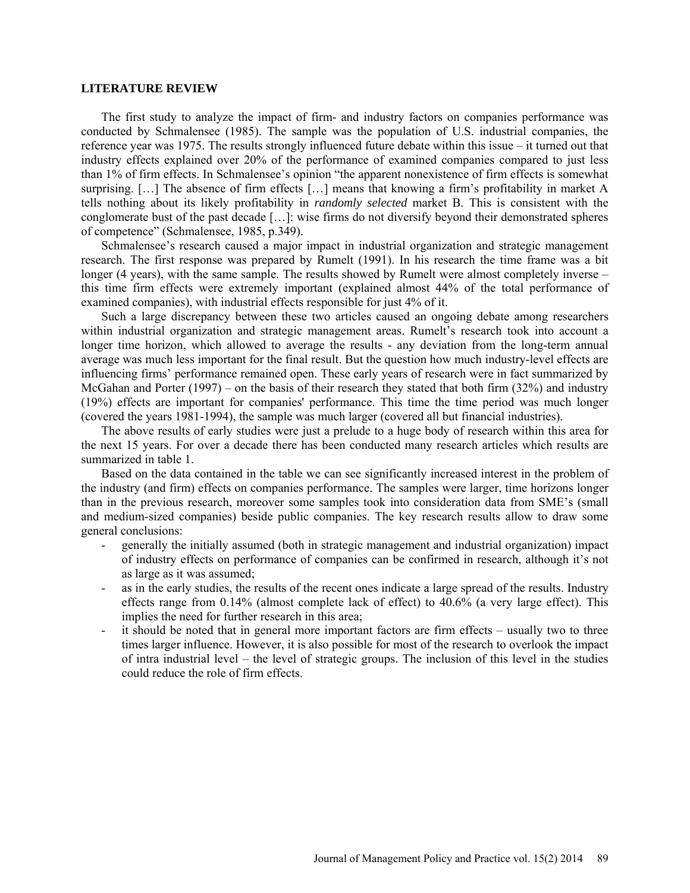## LITERATURE REVIEW

The first study to analyze the impact of firm- and industry factors on companies performance was conducted by Schmalensee (1985). The sample was the population of U.S. industrial companies, the reference year was 1975. The results strongly influenced future debate within this issue – it turned out that industry effects explained over 20% of the performance of examined companies compared to just less than 1% of firm effects. In Schmalensee's opinion "the apparent nonexistence of firm effects is somewhat surprising. […] The absence of firm effects […] means that knowing a firm's profitability in market A tells nothing about its likely profitability in *randomly selected* market B. This is consistent with the conglomerate bust of the past decade […]: wise firms do not diversify beyond their demonstrated spheres of competence" (Schmalensee, 1985, p.349).

Schmalensee's research caused a major impact in industrial organization and strategic management research. The first response was prepared by Rumelt (1991). In his research the time frame was a bit longer (4 years), with the same sample. The results showed by Rumelt were almost completely inverse – this time firm effects were extremely important (explained almost 44% of the total performance of examined companies), with industrial effects responsible for just 4% of it.

Such a large discrepancy between these two articles caused an ongoing debate among researchers within industrial organization and strategic management areas. Rumelt's research took into account a longer time horizon, which allowed to average the results - any deviation from the long-term annual average was much less important for the final result. But the question how much industry-level effects are influencing firms' performance remained open. These early years of research were in fact summarized by McGahan and Porter (1997) – on the basis of their research they stated that both firm (32%) and industry (19%) effects are important for companies' performance. This time the time period was much longer (covered the years 1981-1994), the sample was much larger (covered all but financial industries).

The above results of early studies were just a prelude to a huge body of research within this area for the next 15 years. For over a decade there has been conducted many research articles which results are summarized in table 1.

Based on the data contained in the table we can see significantly increased interest in the problem of the industry (and firm) effects on companies performance. The samples were larger, time horizons longer than in the previous research, moreover some samples took into consideration data from SME's (small and medium-sized companies) beside public companies. The key research results allow to draw some general conclusions:

- generally the initially assumed (both in strategic management and industrial organization) impact of industry effects on performance of companies can be confirmed in research, although it's not as large as it was assumed;
- as in the early studies, the results of the recent ones indicate a large spread of the results. Industry effects range from 0.14% (almost complete lack of effect) to 40.6% (a very large effect). This implies the need for further research in this area;
- it should be noted that in general more important factors are firm effects – usually two to three times larger influence. However, it is also possible for most of the research to overlook the impact of intra industrial level – the level of strategic groups. The inclusion of this level in the studies could reduce the role of firm effects.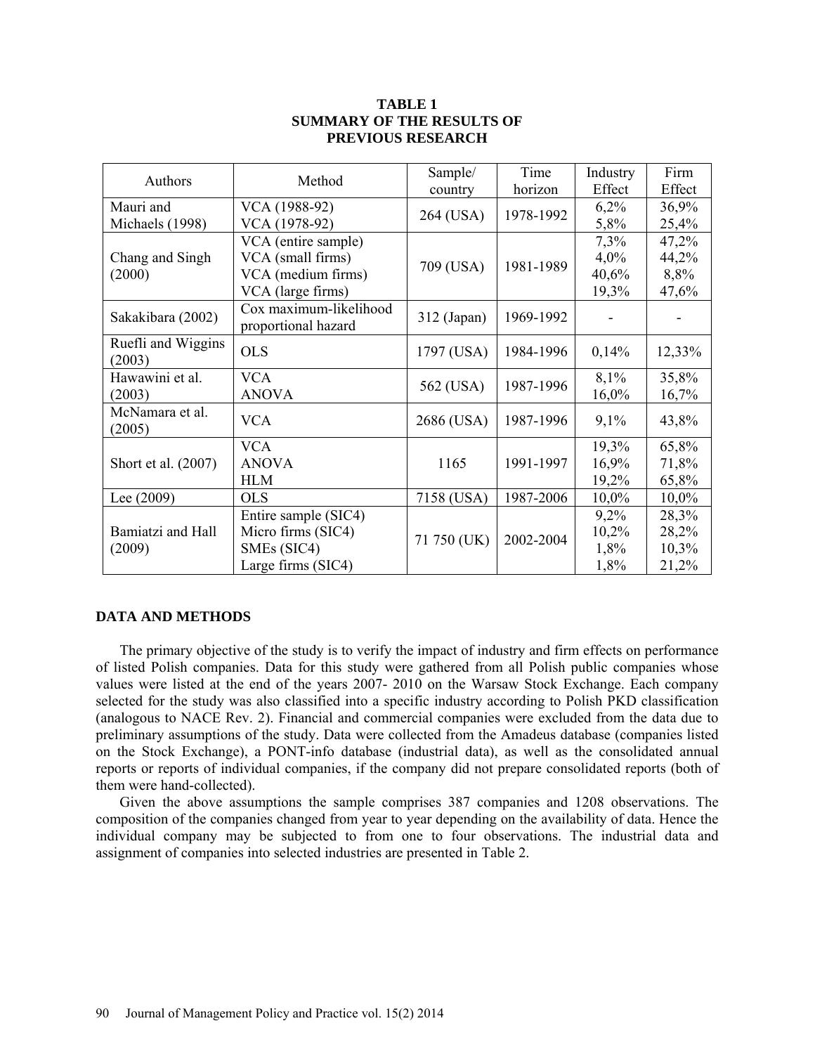**TABLE 1**
**SUMMARY OF THE RESULTS OF PREVIOUS RESEARCH**

| Authors | Method | Sample/ country | Time horizon | Industry Effect | Firm Effect |
|---|---|---|---|---|---|
| Mauri and Michaels (1998) | VCA (1988-92)<br>VCA (1978-92) | 264 (USA) | 1978-1992 | 6,2%<br>5,8% | 36,9%<br>25,4% |
| Chang and Singh (2000) | VCA (entire sample)<br>VCA (small firms)<br>VCA (medium firms)<br>VCA (large firms) | 709 (USA) | 1981-1989 | 7,3%<br>4,0%<br>40,6%<br>19,3% | 47,2%<br>44,2%<br>8,8%<br>47,6% |
| Sakakibara (2002) | Cox maximum-likelihood proportional hazard | 312 (Japan) | 1969-1992 | - | - |
| Ruefli and Wiggins (2003) | OLS | 1797 (USA) | 1984-1996 | 0,14% | 12,33% |
| Hawawini et al. (2003) | VCA<br>ANOVA | 562 (USA) | 1987-1996 | 8,1%<br>16,0% | 35,8%<br>16,7% |
| McNamara et al. (2005) | VCA | 2686 (USA) | 1987-1996 | 9,1% | 43,8% |
| Short et al. (2007) | VCA<br>ANOVA<br>HLM | 1165 | 1991-1997 | 19,3%<br>16,9%<br>19,2% | 65,8%<br>71,8%<br>65,8% |
| Lee (2009) | OLS | 7158 (USA) | 1987-2006 | 10,0% | 10,0% |
| Bamiatzi and Hall (2009) | Entire sample (SIC4)<br>Micro firms (SIC4)<br>SMEs (SIC4)<br>Large firms (SIC4) | 71 750 (UK) | 2002-2004 | 9,2%<br>10,2%<br>1,8%<br>1,8% | 28,3%<br>28,2%<br>10,3%<br>21,2% |

## DATA AND METHODS

The primary objective of the study is to verify the impact of industry and firm effects on performance of listed Polish companies. Data for this study were gathered from all Polish public companies whose values were listed at the end of the years 2007- 2010 on the Warsaw Stock Exchange. Each company selected for the study was also classified into a specific industry according to Polish PKD classification (analogous to NACE Rev. 2). Financial and commercial companies were excluded from the data due to preliminary assumptions of the study. Data were collected from the Amadeus database (companies listed on the Stock Exchange), a PONT-info database (industrial data), as well as the consolidated annual reports or reports of individual companies, if the company did not prepare consolidated reports (both of them were hand-collected).

Given the above assumptions the sample comprises 387 companies and 1208 observations. The composition of the companies changed from year to year depending on the availability of data. Hence the individual company may be subjected to from one to four observations. The industrial data and assignment of companies into selected industries are presented in Table 2.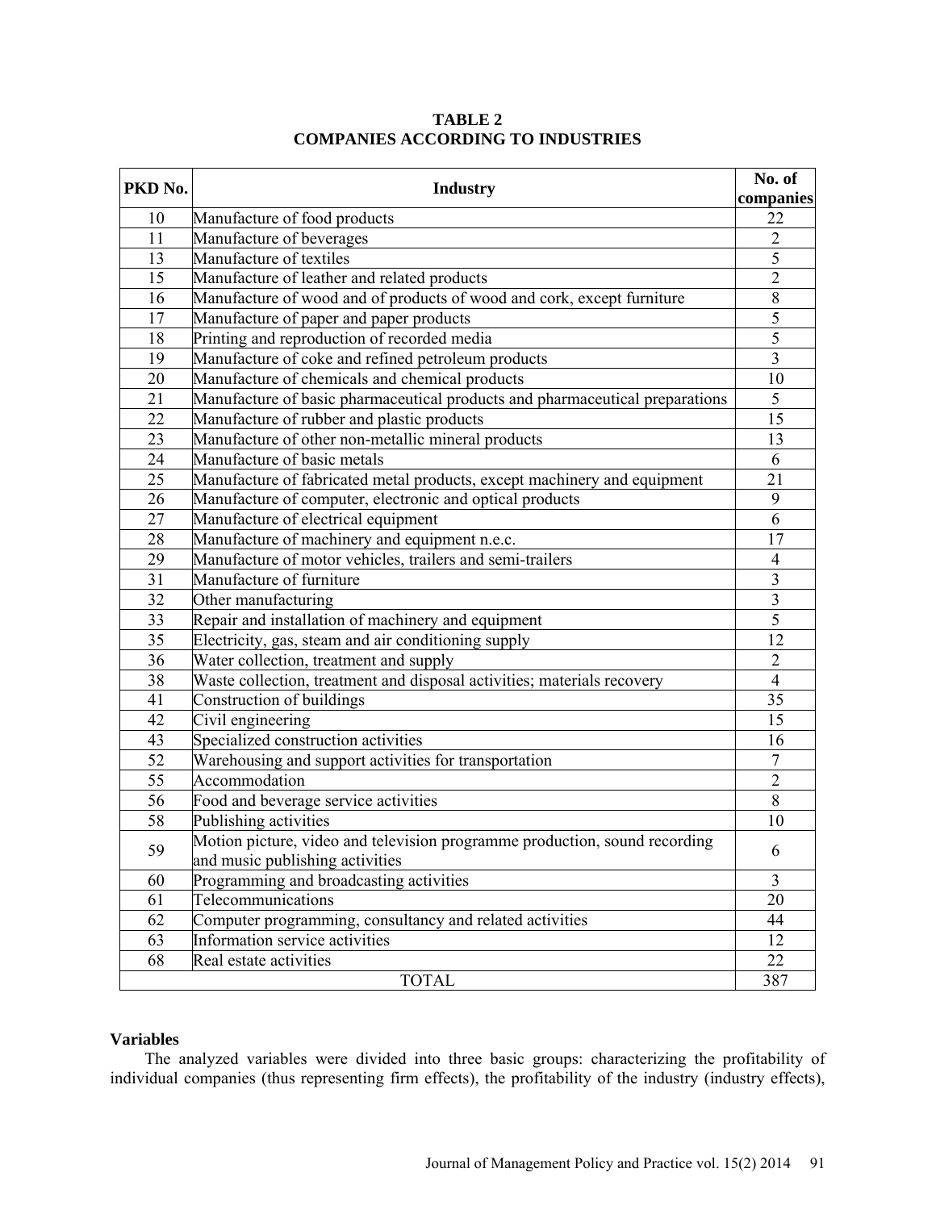**TABLE 2**
**COMPANIES ACCORDING TO INDUSTRIES**

| PKD No. | Industry | No. of companies |
|---|---|---|
| 10 | Manufacture of food products | 22 |
| 11 | Manufacture of beverages | 2 |
| 13 | Manufacture of textiles | 5 |
| 15 | Manufacture of leather and related products | 2 |
| 16 | Manufacture of wood and of products of wood and cork, except furniture | 8 |
| 17 | Manufacture of paper and paper products | 5 |
| 18 | Printing and reproduction of recorded media | 5 |
| 19 | Manufacture of coke and refined petroleum products | 3 |
| 20 | Manufacture of chemicals and chemical products | 10 |
| 21 | Manufacture of basic pharmaceutical products and pharmaceutical preparations | 5 |
| 22 | Manufacture of rubber and plastic products | 15 |
| 23 | Manufacture of other non-metallic mineral products | 13 |
| 24 | Manufacture of basic metals | 6 |
| 25 | Manufacture of fabricated metal products, except machinery and equipment | 21 |
| 26 | Manufacture of computer, electronic and optical products | 9 |
| 27 | Manufacture of electrical equipment | 6 |
| 28 | Manufacture of machinery and equipment n.e.c. | 17 |
| 29 | Manufacture of motor vehicles, trailers and semi-trailers | 4 |
| 31 | Manufacture of furniture | 3 |
| 32 | Other manufacturing | 3 |
| 33 | Repair and installation of machinery and equipment | 5 |
| 35 | Electricity, gas, steam and air conditioning supply | 12 |
| 36 | Water collection, treatment and supply | 2 |
| 38 | Waste collection, treatment and disposal activities; materials recovery | 4 |
| 41 | Construction of buildings | 35 |
| 42 | Civil engineering | 15 |
| 43 | Specialized construction activities | 16 |
| 52 | Warehousing and support activities for transportation | 7 |
| 55 | Accommodation | 2 |
| 56 | Food and beverage service activities | 8 |
| 58 | Publishing activities | 10 |
| 59 | Motion picture, video and television programme production, sound recording and music publishing activities | 6 |
| 60 | Programming and broadcasting activities | 3 |
| 61 | Telecommunications | 20 |
| 62 | Computer programming, consultancy and related activities | 44 |
| 63 | Information service activities | 12 |
| 68 | Real estate activities | 22 |
| TOTAL | | 387 |

### Variables

The analyzed variables were divided into three basic groups: characterizing the profitability of individual companies (thus representing firm effects), the profitability of the industry (industry effects),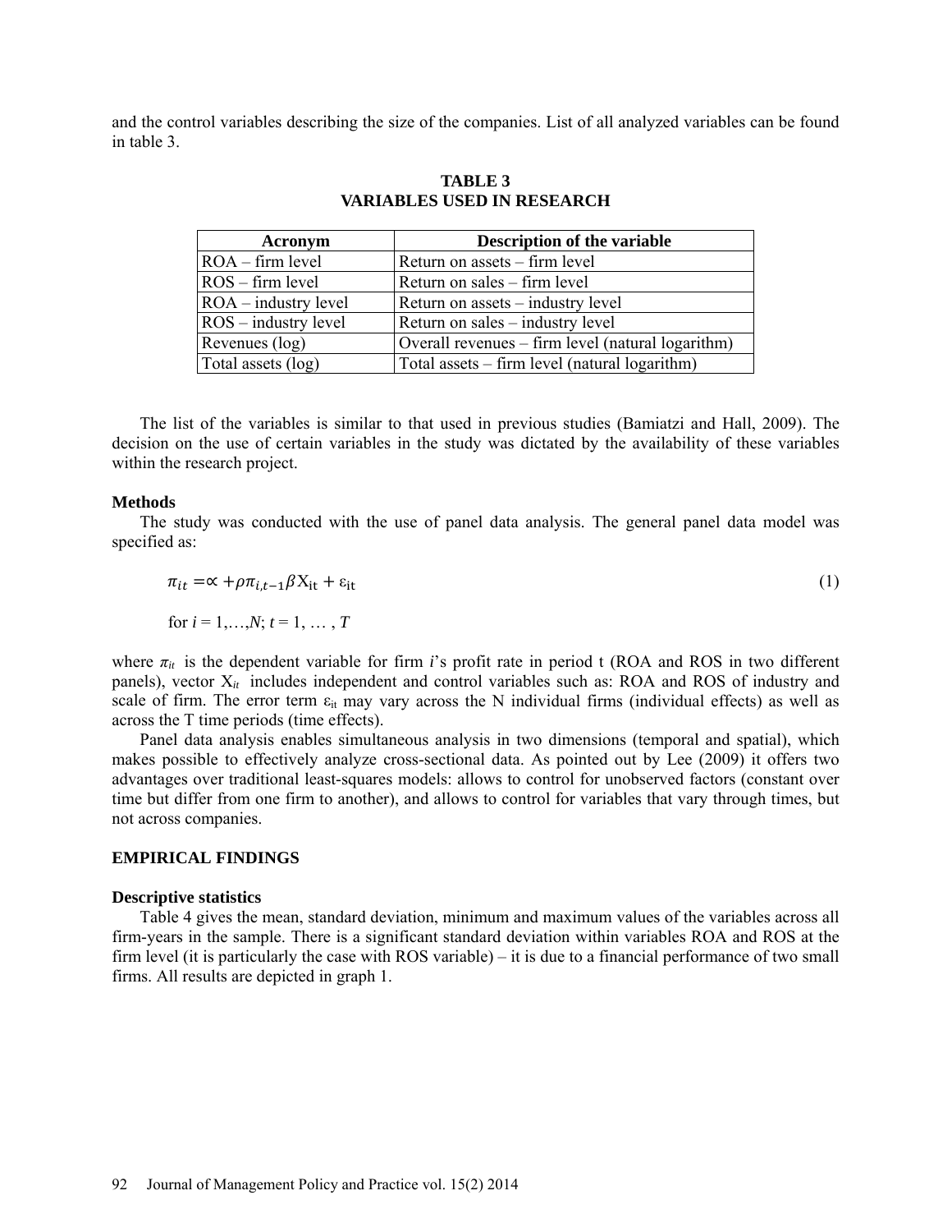and the control variables describing the size of the companies. List of all analyzed variables can be found in table 3.

**TABLE 3**
**VARIABLES USED IN RESEARCH**

| Acronym | Description of the variable |
|---|---|
| ROA – firm level | Return on assets – firm level |
| ROS – firm level | Return on sales – firm level |
| ROA – industry level | Return on assets – industry level |
| ROS – industry level | Return on sales – industry level |
| Revenues (log) | Overall revenues – firm level (natural logarithm) |
| Total assets (log) | Total assets – firm level (natural logarithm) |

The list of the variables is similar to that used in previous studies (Bamiatzi and Hall, 2009). The decision on the use of certain variables in the study was dictated by the availability of these variables within the research project.

### Methods

The study was conducted with the use of panel data analysis. The general panel data model was specified as:

$$\pi_{it} = \propto + \rho\pi_{i,t-1}\beta \mathrm{X}_{\mathrm{it}} + \varepsilon_{\mathrm{it}} \tag{1}$$

for $i = 1,\ldots,N$; $t = 1, \ldots, T$

where $\pi_{it}$ is the dependent variable for firm $i$'s profit rate in period t (ROA and ROS in two different panels), vector $X_{it}$ includes independent and control variables such as: ROA and ROS of industry and scale of firm. The error term $\varepsilon_{it}$ may vary across the N individual firms (individual effects) as well as across the T time periods (time effects).

Panel data analysis enables simultaneous analysis in two dimensions (temporal and spatial), which makes possible to effectively analyze cross-sectional data. As pointed out by Lee (2009) it offers two advantages over traditional least-squares models: allows to control for unobserved factors (constant over time but differ from one firm to another), and allows to control for variables that vary through times, but not across companies.

## EMPIRICAL FINDINGS

### Descriptive statistics

Table 4 gives the mean, standard deviation, minimum and maximum values of the variables across all firm-years in the sample. There is a significant standard deviation within variables ROA and ROS at the firm level (it is particularly the case with ROS variable) – it is due to a financial performance of two small firms. All results are depicted in graph 1.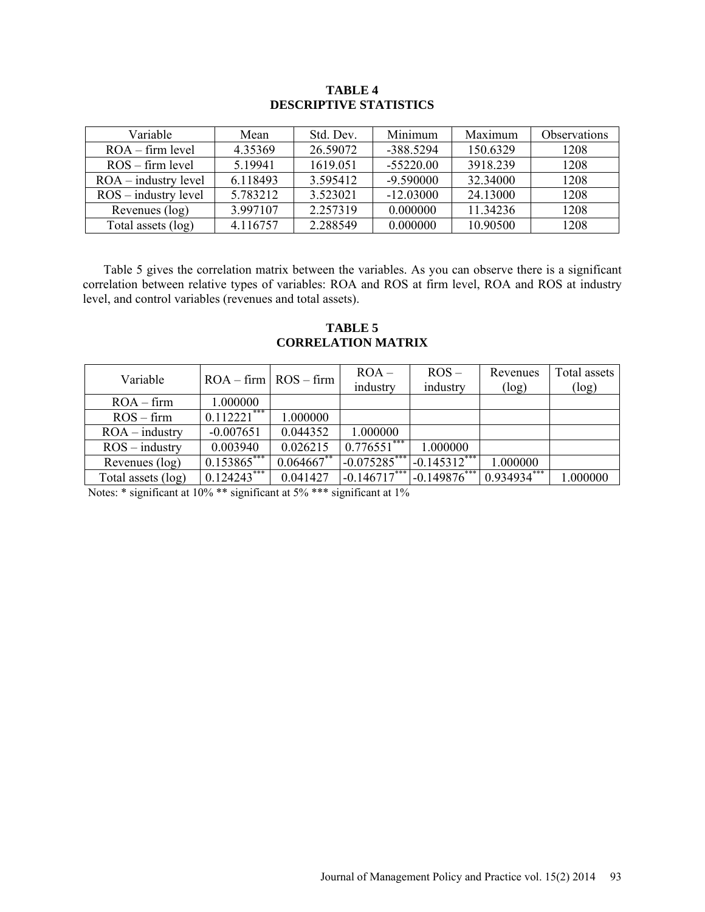**TABLE 4**
**DESCRIPTIVE STATISTICS**

| Variable | Mean | Std. Dev. | Minimum | Maximum | Observations |
|---|---|---|---|---|---|
| ROA – firm level | 4.35369 | 26.59072 | -388.5294 | 150.6329 | 1208 |
| ROS – firm level | 5.19941 | 1619.051 | -55220.00 | 3918.239 | 1208 |
| ROA – industry level | 6.118493 | 3.595412 | -9.590000 | 32.34000 | 1208 |
| ROS – industry level | 5.783212 | 3.523021 | -12.03000 | 24.13000 | 1208 |
| Revenues (log) | 3.997107 | 2.257319 | 0.000000 | 11.34236 | 1208 |
| Total assets (log) | 4.116757 | 2.288549 | 0.000000 | 10.90500 | 1208 |

Table 5 gives the correlation matrix between the variables. As you can observe there is a significant correlation between relative types of variables: ROA and ROS at firm level, ROA and ROS at industry level, and control variables (revenues and total assets).

**TABLE 5**
**CORRELATION MATRIX**

| Variable | ROA – firm | ROS – firm | ROA – industry | ROS – industry | Revenues (log) | Total assets (log) |
|---|---|---|---|---|---|---|
| ROA – firm | 1.000000 | | | | | |
| ROS – firm | 0.112221*** | 1.000000 | | | | |
| ROA – industry | -0.007651 | 0.044352 | 1.000000 | | | |
| ROS – industry | 0.003940 | 0.026215 | 0.776551*** | 1.000000 | | |
| Revenues (log) | 0.153865*** | 0.064667** | -0.075285*** | -0.145312*** | 1.000000 | |
| Total assets (log) | 0.124243*** | 0.041427 | -0.146717*** | -0.149876*** | 0.934934*** | 1.000000 |

Notes: * significant at 10% ** significant at 5% *** significant at 1%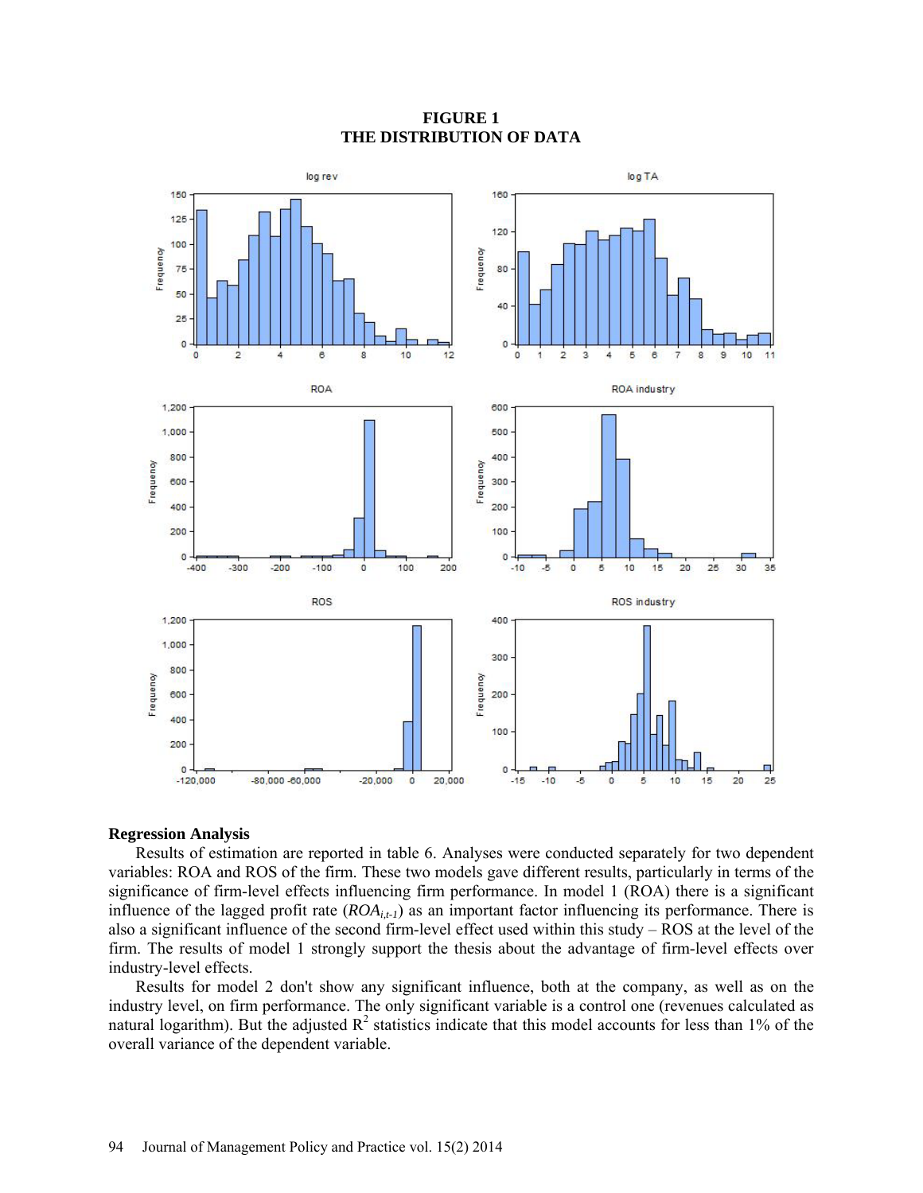**FIGURE 1**
**THE DISTRIBUTION OF DATA**

## Regression Analysis

Results of estimation are reported in table 6. Analyses were conducted separately for two dependent variables: ROA and ROS of the firm. These two models gave different results, particularly in terms of the significance of firm-level effects influencing firm performance. In model 1 (ROA) there is a significant influence of the lagged profit rate ($ROA_{i,t-1}$) as an important factor influencing its performance. There is also a significant influence of the second firm-level effect used within this study – ROS at the level of the firm. The results of model 1 strongly support the thesis about the advantage of firm-level effects over industry-level effects.

Results for model 2 don't show any significant influence, both at the company, as well as on the industry level, on firm performance. The only significant variable is a control one (revenues calculated as natural logarithm). But the adjusted $R^2$ statistics indicate that this model accounts for less than 1% of the overall variance of the dependent variable.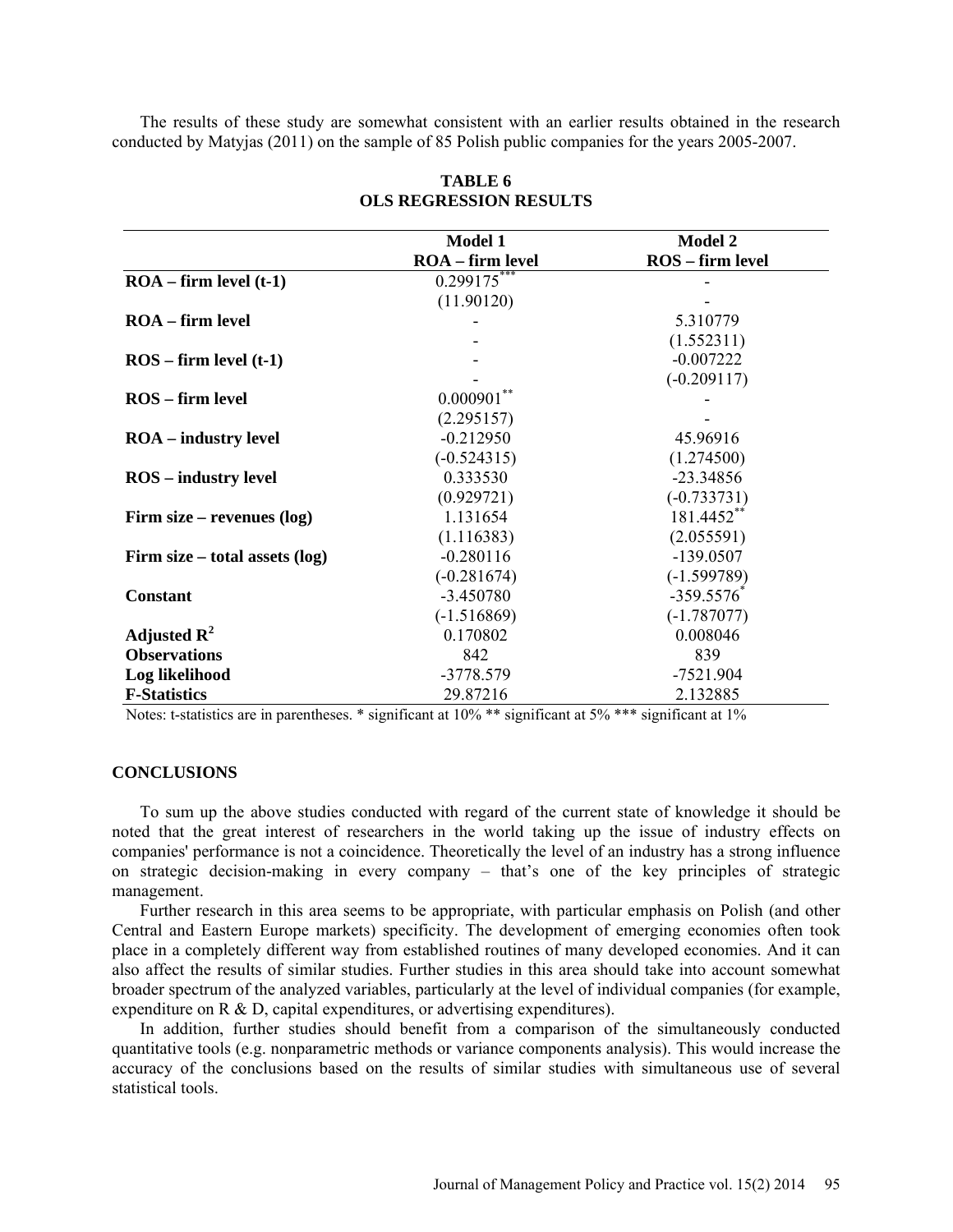The results of these study are somewhat consistent with an earlier results obtained in the research conducted by Matyjas (2011) on the sample of 85 Polish public companies for the years 2005-2007.

**TABLE 6**
**OLS REGRESSION RESULTS**

| | Model 1<br>ROA – firm level | Model 2<br>ROS – firm level |
|---|---|---|
| **ROA – firm level (t-1)** | 0.299175*** | - |
| | (11.90120) | - |
| **ROA – firm level** | - | 5.310779 |
| | - | (1.552311) |
| **ROS – firm level (t-1)** | - | -0.007222 |
| | - | (-0.209117) |
| **ROS – firm level** | 0.000901** | - |
| | (2.295157) | - |
| **ROA – industry level** | -0.212950 | 45.96916 |
| | (-0.524315) | (1.274500) |
| **ROS – industry level** | 0.333530 | -23.34856 |
| | (0.929721) | (-0.733731) |
| **Firm size – revenues (log)** | 1.131654 | 181.4452** |
| | (1.116383) | (2.055591) |
| **Firm size – total assets (log)** | -0.280116 | -139.0507 |
| | (-0.281674) | (-1.599789) |
| **Constant** | -3.450780 | -359.5576* |
| | (-1.516869) | (-1.787077) |
| **Adjusted $R^2$** | 0.170802 | 0.008046 |
| **Observations** | 842 | 839 |
| **Log likelihood** | -3778.579 | -7521.904 |
| **F-Statistics** | 29.87216 | 2.132885 |

Notes: t-statistics are in parentheses. * significant at 10% ** significant at 5% *** significant at 1%

## CONCLUSIONS

To sum up the above studies conducted with regard of the current state of knowledge it should be noted that the great interest of researchers in the world taking up the issue of industry effects on companies' performance is not a coincidence. Theoretically the level of an industry has a strong influence on strategic decision-making in every company – that's one of the key principles of strategic management.

Further research in this area seems to be appropriate, with particular emphasis on Polish (and other Central and Eastern Europe markets) specificity. The development of emerging economies often took place in a completely different way from established routines of many developed economies. And it can also affect the results of similar studies. Further studies in this area should take into account somewhat broader spectrum of the analyzed variables, particularly at the level of individual companies (for example, expenditure on R & D, capital expenditures, or advertising expenditures).

In addition, further studies should benefit from a comparison of the simultaneously conducted quantitative tools (e.g. nonparametric methods or variance components analysis). This would increase the accuracy of the conclusions based on the results of similar studies with simultaneous use of several statistical tools.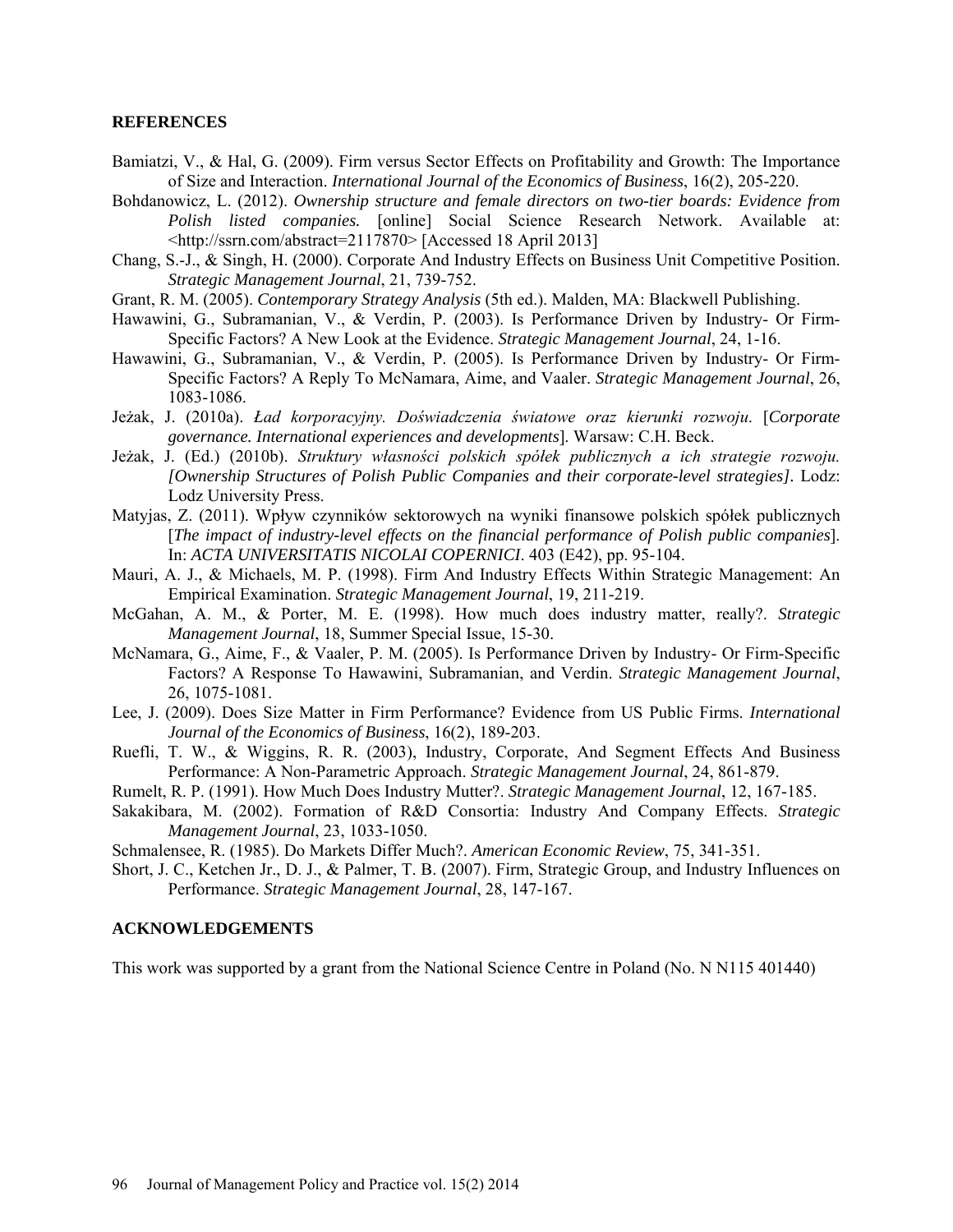## REFERENCES

Bamiatzi, V., & Hal, G. (2009). Firm versus Sector Effects on Profitability and Growth: The Importance of Size and Interaction. *International Journal of the Economics of Business*, 16(2), 205-220.

Bohdanowicz, L. (2012). *Ownership structure and female directors on two-tier boards: Evidence from Polish listed companies.* [online] Social Science Research Network. Available at: <http://ssrn.com/abstract=2117870> [Accessed 18 April 2013]

Chang, S.-J., & Singh, H. (2000). Corporate And Industry Effects on Business Unit Competitive Position. *Strategic Management Journal*, 21, 739-752.

Grant, R. M. (2005). *Contemporary Strategy Analysis* (5th ed.). Malden, MA: Blackwell Publishing.

Hawawini, G., Subramanian, V., & Verdin, P. (2003). Is Performance Driven by Industry- Or Firm-Specific Factors? A New Look at the Evidence. *Strategic Management Journal*, 24, 1-16.

Hawawini, G., Subramanian, V., & Verdin, P. (2005). Is Performance Driven by Industry- Or Firm-Specific Factors? A Reply To McNamara, Aime, and Vaaler. *Strategic Management Journal*, 26, 1083-1086.

Jeżak, J. (2010a). *Ład korporacyjny. Doświadczenia światowe oraz kierunki rozwoju.* [*Corporate governance. International experiences and developments*]. Warsaw: C.H. Beck.

Jeżak, J. (Ed.) (2010b). *Struktury własności polskich spółek publicznych a ich strategie rozwoju. [Ownership Structures of Polish Public Companies and their corporate-level strategies]*. Lodz: Lodz University Press.

Matyjas, Z. (2011). Wpływ czynników sektorowych na wyniki finansowe polskich spółek publicznych [*The impact of industry-level effects on the financial performance of Polish public companies*]. In: *ACTA UNIVERSITATIS NICOLAI COPERNICI*. 403 (E42), pp. 95-104.

Mauri, A. J., & Michaels, M. P. (1998). Firm And Industry Effects Within Strategic Management: An Empirical Examination. *Strategic Management Journal*, 19, 211-219.

McGahan, A. M., & Porter, M. E. (1998). How much does industry matter, really?. *Strategic Management Journal*, 18, Summer Special Issue, 15-30.

McNamara, G., Aime, F., & Vaaler, P. M. (2005). Is Performance Driven by Industry- Or Firm-Specific Factors? A Response To Hawawini, Subramanian, and Verdin. *Strategic Management Journal*, 26, 1075-1081.

Lee, J. (2009). Does Size Matter in Firm Performance? Evidence from US Public Firms. *International Journal of the Economics of Business*, 16(2), 189-203.

Ruefli, T. W., & Wiggins, R. R. (2003), Industry, Corporate, And Segment Effects And Business Performance: A Non-Parametric Approach. *Strategic Management Journal*, 24, 861-879.

Rumelt, R. P. (1991). How Much Does Industry Mutter?. *Strategic Management Journal*, 12, 167-185.

Sakakibara, M. (2002). Formation of R&D Consortia: Industry And Company Effects. *Strategic Management Journal*, 23, 1033-1050.

Schmalensee, R. (1985). Do Markets Differ Much?. *American Economic Review*, 75, 341-351.

Short, J. C., Ketchen Jr., D. J., & Palmer, T. B. (2007). Firm, Strategic Group, and Industry Influences on Performance. *Strategic Management Journal*, 28, 147-167.

## ACKNOWLEDGEMENTS

This work was supported by a grant from the National Science Centre in Poland (No. N N115 401440)